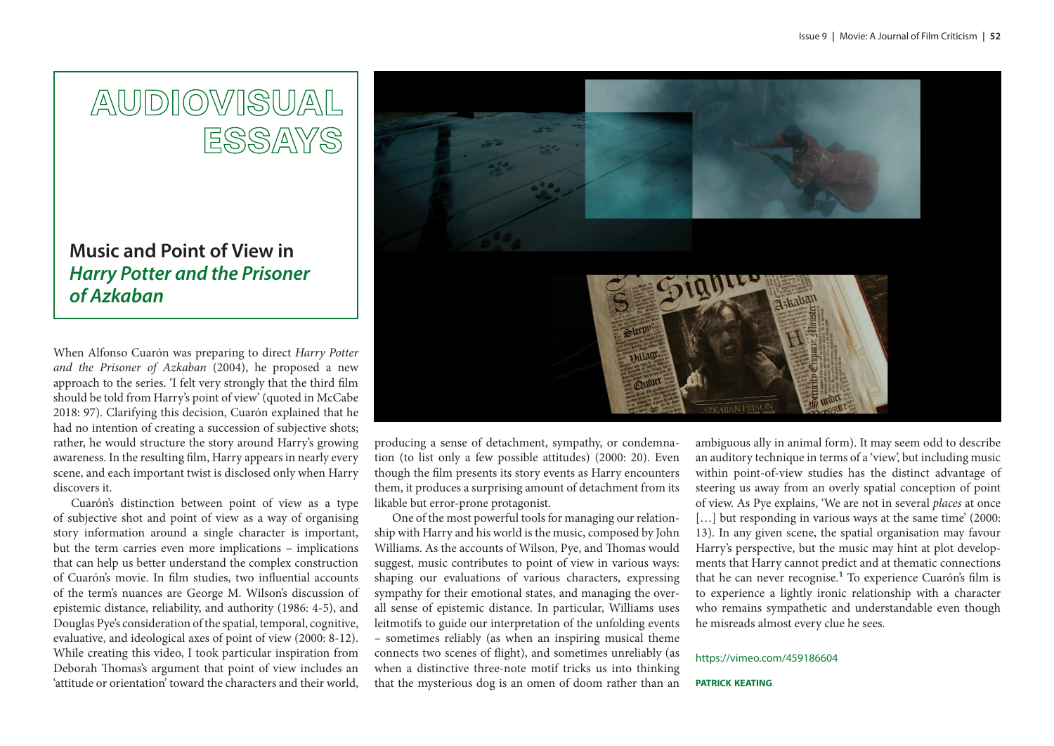# AUDIOVISUAL ESSAYS

## Music and Point of View in *Harry Potter and the Prisoner of Azkaban*

When Alfonso Cuarón was preparing to direct *Harry Potter and the Prisoner of Azkaban* (2004), he proposed a new approach to the series. 'I felt very strongly that the third film should be told from Harry's point of view' (quoted in McCabe 2018: 97). Clarifying this decision, Cuarón explained that he had no intention of creating a succession of subjective shots; rather, he would structure the story around Harry's growing awareness. In the resulting film, Harry appears in nearly every scene, and each important twist is disclosed only when Harry discovers it.

Cuarón's distinction between point of view as a type of subjective shot and point of view as a way of organising story information around a single character is important, but the term carries even more implications – implications that can help us better understand the complex construction of Cuarón's movie. In film studies, two influential accounts of the term's nuances are George M. Wilson's discussion of epistemic distance, reliability, and authority (1986: 4-5), and Douglas Pye's consideration of the spatial, temporal, cognitive, evaluative, and ideological axes of point of view (2000: 8-12). While creating this video, I took particular inspiration from Deborah Thomas's argument that point of view includes an 'attitude or orientation' toward the characters and their world, producing a sense of detachment, sympathy, or condemnation (to list only a few possible attitudes) (2000: 20). Even though the film presents its story events as Harry encounters them, it produces a surprising amount of detachment from its likable but error-prone protagonist.

One of the most powerful tools for managing our relationship with Harry and his world is the music, composed by John Williams. As the accounts of Wilson, Pye, and Thomas would suggest, music contributes to point of view in various ways: shaping our evaluations of various characters, expressing sympathy for their emotional states, and managing the overall sense of epistemic distance. In particular, Williams uses leitmotifs to guide our interpretation of the unfolding events – sometimes reliably (as when an inspiring musical theme connects two scenes of flight), and sometimes unreliably (as when a distinctive three-note motif tricks us into thinking that the mysterious dog is an omen of doom rather than an ambiguous ally in animal form). It may seem odd to describe an auditory technique in terms of a 'view', but including music within point-of-view studies has the distinct advantage of steering us away from an overly spatial conception of point of view. As Pye explains, 'We are not in several *places* at once […] but responding in various ways at the same time' (2000: 13). In any given scene, the spatial organisation may favour Harry's perspective, but the music may hint at plot developments that Harry cannot predict and at thematic connections that he can never recognise.[1] To experience Cuarón's film is to experience a lightly ironic relationship with a character who remains sympathetic and understandable even though he misreads almost every clue he sees.

https://vimeo.com/459186604

**PATRICK KEATING**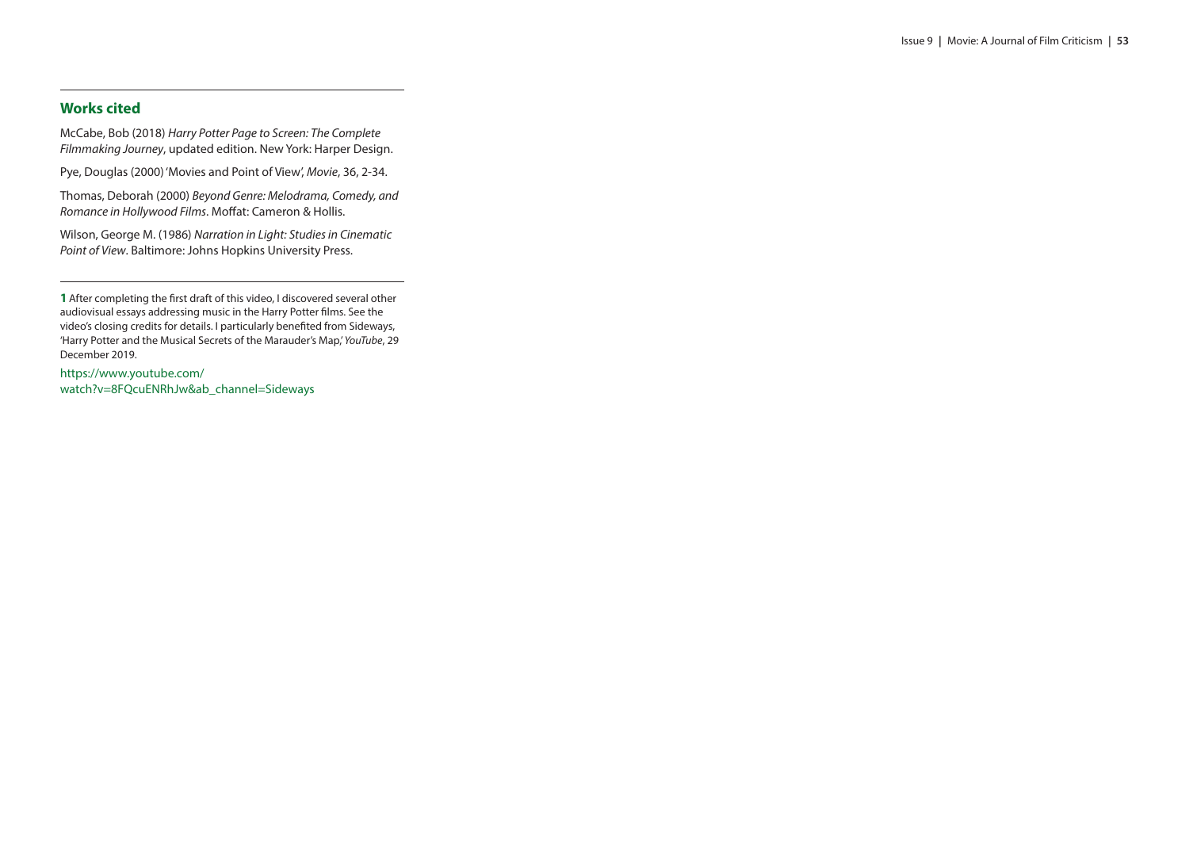## Works cited

McCabe, Bob (2018) *Harry Potter Page to Screen: The Complete Filmmaking Journey*, updated edition. New York: Harper Design.

Pye, Douglas (2000) 'Movies and Point of View', *Movie*, 36, 2-34.

Thomas, Deborah (2000) *Beyond Genre: Melodrama, Comedy, and Romance in Hollywood Films*. Moffat: Cameron & Hollis.

Wilson, George M. (1986) *Narration in Light: Studies in Cinematic Point of View*. Baltimore: Johns Hopkins University Press.

---

**1** After completing the first draft of this video, I discovered several other audiovisual essays addressing music in the Harry Potter films. See the video's closing credits for details. I particularly benefited from Sideways, 'Harry Potter and the Musical Secrets of the Marauder's Map,' *YouTube*, 29 December 2019.

https://www.youtube.com/watch?v=8FQcuENRhJw&ab_channel=Sideways